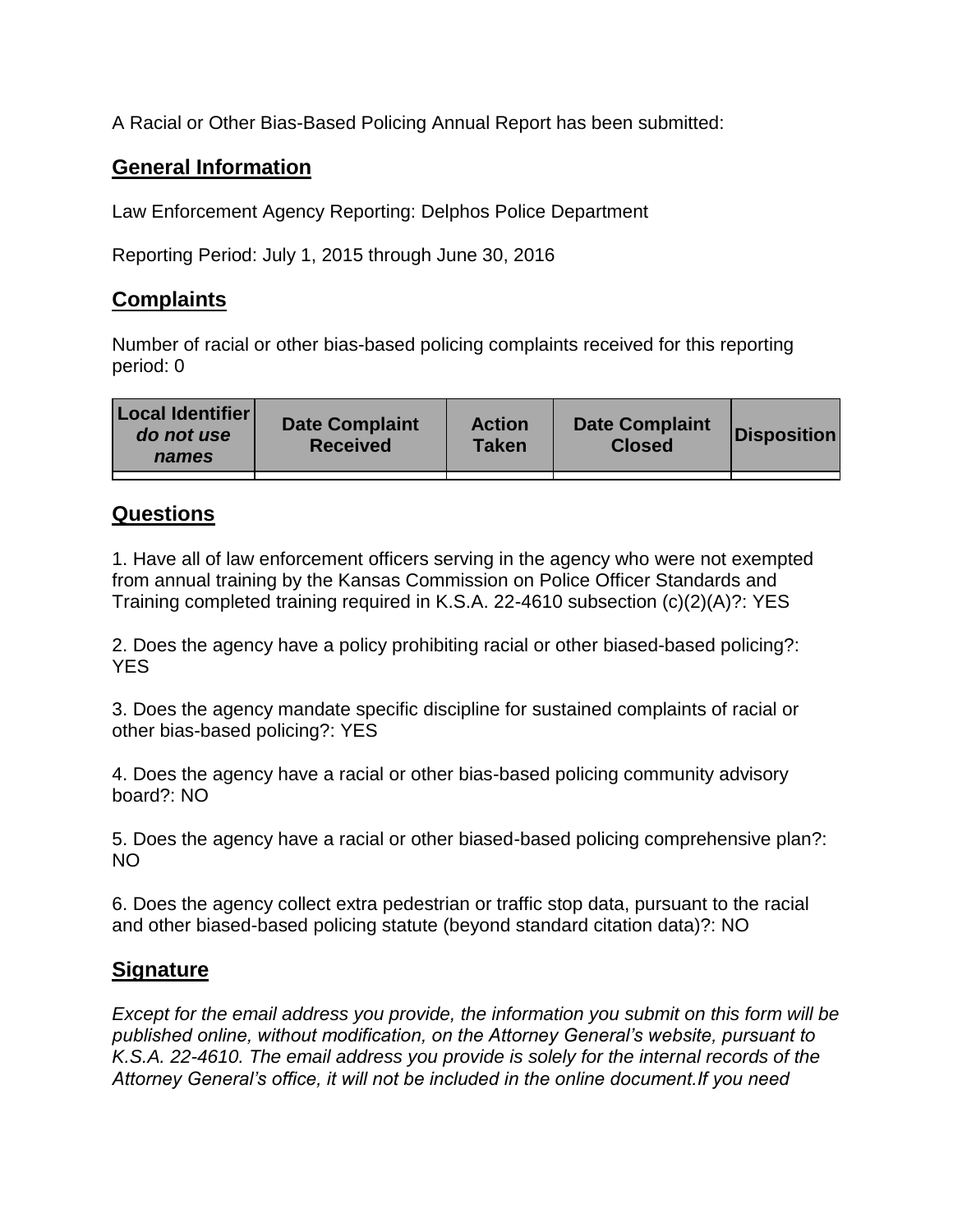A Racial or Other Bias-Based Policing Annual Report has been submitted:

## General Information

Law Enforcement Agency Reporting: Delphos Police Department

Reporting Period: July 1, 2015 through June 30, 2016

## Complaints

Number of racial or other bias-based policing complaints received for this reporting period: 0

| Local Identifier *do not use names* | Date Complaint Received | Action Taken | Date Complaint Closed | Disposition |
|---|---|---|---|---|
| | | | | |

## Questions

1. Have all of law enforcement officers serving in the agency who were not exempted from annual training by the Kansas Commission on Police Officer Standards and Training completed training required in K.S.A. 22-4610 subsection (c)(2)(A)?: YES

2. Does the agency have a policy prohibiting racial or other biased-based policing?: YES

3. Does the agency mandate specific discipline for sustained complaints of racial or other bias-based policing?: YES

4. Does the agency have a racial or other bias-based policing community advisory board?: NO

5. Does the agency have a racial or other biased-based policing comprehensive plan?: NO

6. Does the agency collect extra pedestrian or traffic stop data, pursuant to the racial and other biased-based policing statute (beyond standard citation data)?: NO

## Signature

*Except for the email address you provide, the information you submit on this form will be published online, without modification, on the Attorney General's website, pursuant to K.S.A. 22-4610. The email address you provide is solely for the internal records of the Attorney General's office, it will not be included in the online document.If you need*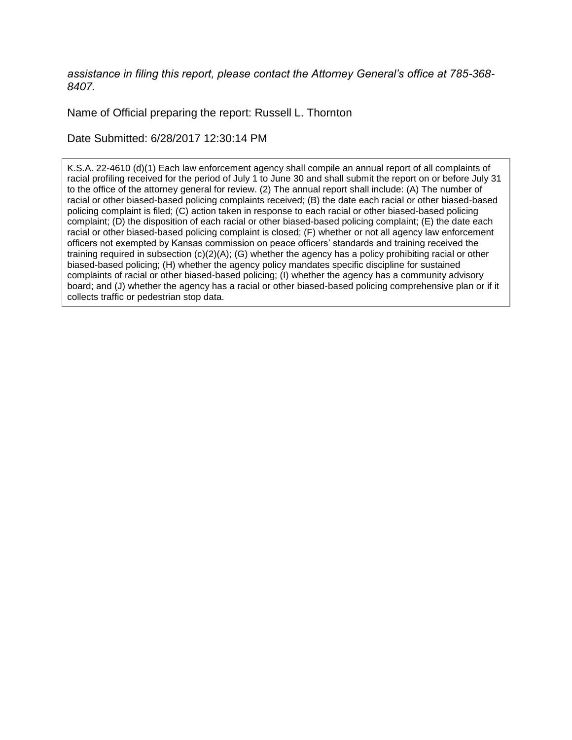*assistance in filing this report, please contact the Attorney General's office at 785-368-8407.*

Name of Official preparing the report: Russell L. Thornton

Date Submitted: 6/28/2017 12:30:14 PM

K.S.A. 22-4610 (d)(1) Each law enforcement agency shall compile an annual report of all complaints of racial profiling received for the period of July 1 to June 30 and shall submit the report on or before July 31 to the office of the attorney general for review. (2) The annual report shall include: (A) The number of racial or other biased-based policing complaints received; (B) the date each racial or other biased-based policing complaint is filed; (C) action taken in response to each racial or other biased-based policing complaint; (D) the disposition of each racial or other biased-based policing complaint; (E) the date each racial or other biased-based policing complaint is closed; (F) whether or not all agency law enforcement officers not exempted by Kansas commission on peace officers' standards and training received the training required in subsection (c)(2)(A); (G) whether the agency has a policy prohibiting racial or other biased-based policing; (H) whether the agency policy mandates specific discipline for sustained complaints of racial or other biased-based policing; (I) whether the agency has a community advisory board; and (J) whether the agency has a racial or other biased-based policing comprehensive plan or if it collects traffic or pedestrian stop data.